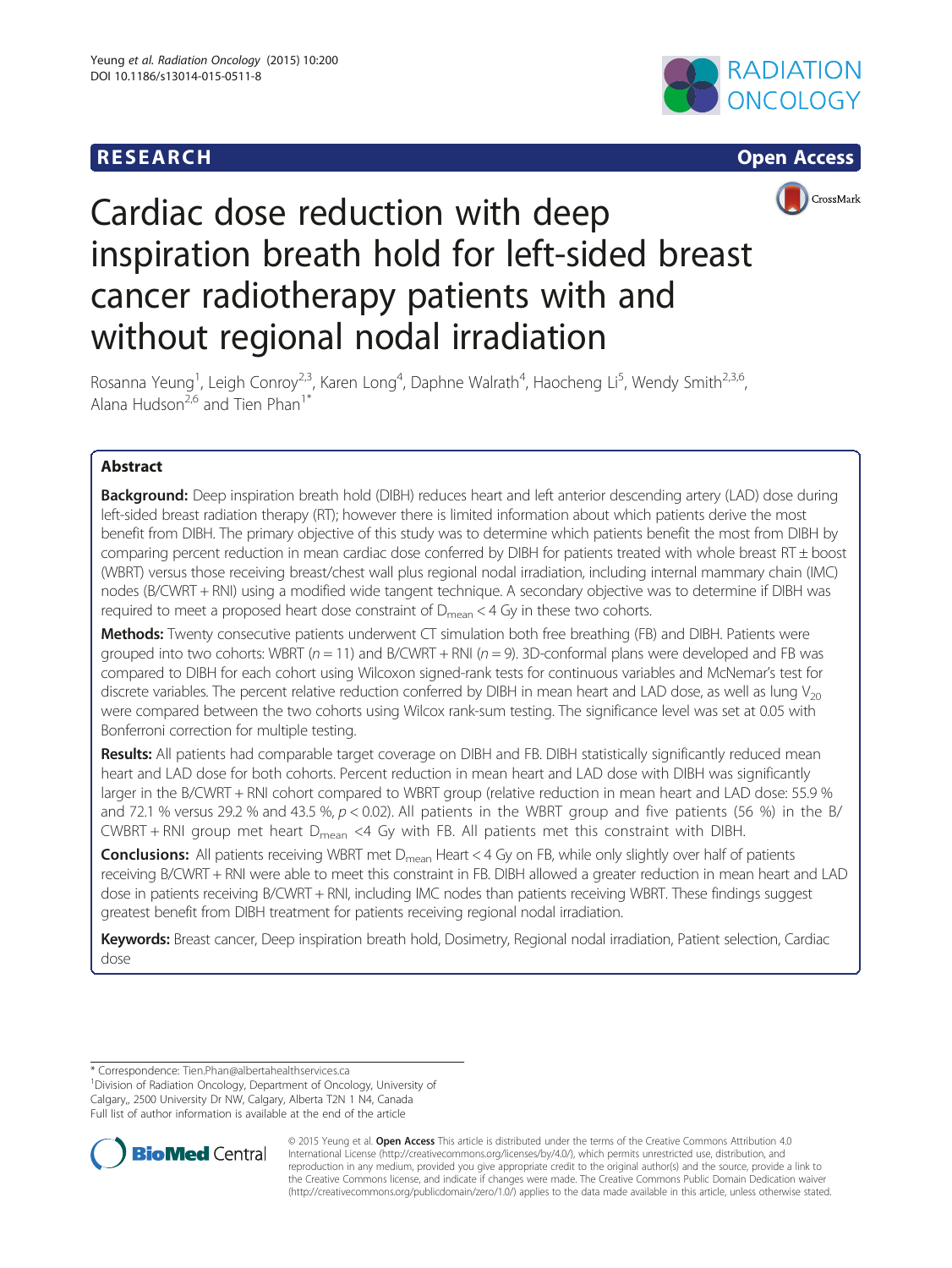**RESEARCH** **Open Access**

# Cardiac dose reduction with deep inspiration breath hold for left-sided breast cancer radiotherapy patients with and without regional nodal irradiation

Rosanna Yeung[1], Leigh Conroy[2,3], Karen Long[4], Daphne Walrath[4], Haocheng Li[5], Wendy Smith[2,3,6], Alana Hudson[2,6] and Tien Phan[1*]

## Abstract

**Background:** Deep inspiration breath hold (DIBH) reduces heart and left anterior descending artery (LAD) dose during left-sided breast radiation therapy (RT); however there is limited information about which patients derive the most benefit from DIBH. The primary objective of this study was to determine which patients benefit the most from DIBH by comparing percent reduction in mean cardiac dose conferred by DIBH for patients treated with whole breast RT ± boost (WBRT) versus those receiving breast/chest wall plus regional nodal irradiation, including internal mammary chain (IMC) nodes (B/CWRT + RNI) using a modified wide tangent technique. A secondary objective was to determine if DIBH was required to meet a proposed heart dose constraint of $D_{mean} < 4$ Gy in these two cohorts.

**Methods:** Twenty consecutive patients underwent CT simulation both free breathing (FB) and DIBH. Patients were grouped into two cohorts: WBRT ($n = 11$) and B/CWRT + RNI ($n = 9$). 3D-conformal plans were developed and FB was compared to DIBH for each cohort using Wilcoxon signed-rank tests for continuous variables and McNemar's test for discrete variables. The percent relative reduction conferred by DIBH in mean heart and LAD dose, as well as lung $V_{20}$ were compared between the two cohorts using Wilcox rank-sum testing. The significance level was set at 0.05 with Bonferroni correction for multiple testing.

**Results:** All patients had comparable target coverage on DIBH and FB. DIBH statistically significantly reduced mean heart and LAD dose for both cohorts. Percent reduction in mean heart and LAD dose with DIBH was significantly larger in the B/CWRT + RNI cohort compared to WBRT group (relative reduction in mean heart and LAD dose: 55.9 % and 72.1 % versus 29.2 % and 43.5 %, $p < 0.02$). All patients in the WBRT group and five patients (56 %) in the B/CWBRT + RNI group met heart $D_{mean}$ <4 Gy with FB. All patients met this constraint with DIBH.

**Conclusions:** All patients receiving WBRT met $D_{mean}$ Heart < 4 Gy on FB, while only slightly over half of patients receiving B/CWRT + RNI were able to meet this constraint in FB. DIBH allowed a greater reduction in mean heart and LAD dose in patients receiving B/CWRT + RNI, including IMC nodes than patients receiving WBRT. These findings suggest greatest benefit from DIBH treatment for patients receiving regional nodal irradiation.

**Keywords:** Breast cancer, Deep inspiration breath hold, Dosimetry, Regional nodal irradiation, Patient selection, Cardiac dose

---

\* Correspondence: Tien.Phan@albertahealthservices.ca
[1]Division of Radiation Oncology, Department of Oncology, University of Calgary,, 2500 University Dr NW, Calgary, Alberta T2N 1 N4, Canada
Full list of author information is available at the end of the article

© 2015 Yeung et al. **Open Access** This article is distributed under the terms of the Creative Commons Attribution 4.0 International License (http://creativecommons.org/licenses/by/4.0/), which permits unrestricted use, distribution, and reproduction in any medium, provided you give appropriate credit to the original author(s) and the source, provide a link to the Creative Commons license, and indicate if changes were made. The Creative Commons Public Domain Dedication waiver (http://creativecommons.org/publicdomain/zero/1.0/) applies to the data made available in this article, unless otherwise stated.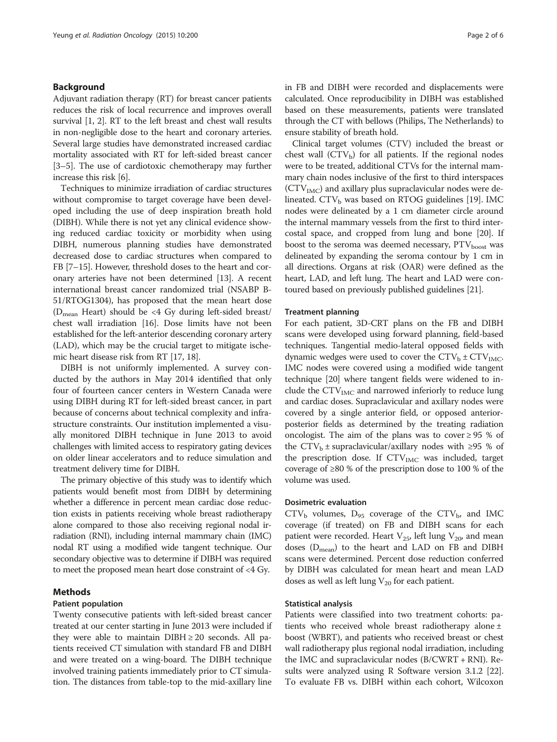## Background

Adjuvant radiation therapy (RT) for breast cancer patients reduces the risk of local recurrence and improves overall survival [1, 2]. RT to the left breast and chest wall results in non-negligible dose to the heart and coronary arteries. Several large studies have demonstrated increased cardiac mortality associated with RT for left-sided breast cancer [3–5]. The use of cardiotoxic chemotherapy may further increase this risk [6].

Techniques to minimize irradiation of cardiac structures without compromise to target coverage have been developed including the use of deep inspiration breath hold (DIBH). While there is not yet any clinical evidence showing reduced cardiac toxicity or morbidity when using DIBH, numerous planning studies have demonstrated decreased dose to cardiac structures when compared to FB [7–15]. However, threshold doses to the heart and coronary arteries have not been determined [13]. A recent international breast cancer randomized trial (NSABP B-51/RTOG1304), has proposed that the mean heart dose ($D_{mean}$ Heart) should be <4 Gy during left-sided breast/chest wall irradiation [16]. Dose limits have not been established for the left-anterior descending coronary artery (LAD), which may be the crucial target to mitigate ischemic heart disease risk from RT [17, 18].

DIBH is not uniformly implemented. A survey conducted by the authors in May 2014 identified that only four of fourteen cancer centers in Western Canada were using DIBH during RT for left-sided breast cancer, in part because of concerns about technical complexity and infrastructure constraints. Our institution implemented a visually monitored DIBH technique in June 2013 to avoid challenges with limited access to respiratory gating devices on older linear accelerators and to reduce simulation and treatment delivery time for DIBH.

The primary objective of this study was to identify which patients would benefit most from DIBH by determining whether a difference in percent mean cardiac dose reduction exists in patients receiving whole breast radiotherapy alone compared to those also receiving regional nodal irradiation (RNI), including internal mammary chain (IMC) nodal RT using a modified wide tangent technique. Our secondary objective was to determine if DIBH was required to meet the proposed mean heart dose constraint of <4 Gy.

## Methods

### Patient population

Twenty consecutive patients with left-sided breast cancer treated at our center starting in June 2013 were included if they were able to maintain DIBH ≥ 20 seconds. All patients received CT simulation with standard FB and DIBH and were treated on a wing-board. The DIBH technique involved training patients immediately prior to CT simulation. The distances from table-top to the mid-axillary line in FB and DIBH were recorded and displacements were calculated. Once reproducibility in DIBH was established based on these measurements, patients were translated through the CT with bellows (Philips, The Netherlands) to ensure stability of breath hold.

Clinical target volumes (CTV) included the breast or chest wall ($CTV_b$) for all patients. If the regional nodes were to be treated, additional CTVs for the internal mammary chain nodes inclusive of the first to third interspaces ($CTV_{IMC}$) and axillary plus supraclavicular nodes were delineated. $CTV_b$ was based on RTOG guidelines [19]. IMC nodes were delineated by a 1 cm diameter circle around the internal mammary vessels from the first to third intercostal space, and cropped from lung and bone [20]. If boost to the seroma was deemed necessary, $PTV_{boost}$ was delineated by expanding the seroma contour by 1 cm in all directions. Organs at risk (OAR) were defined as the heart, LAD, and left lung. The heart and LAD were contoured based on previously published guidelines [21].

### Treatment planning

For each patient, 3D-CRT plans on the FB and DIBH scans were developed using forward planning, field-based techniques. Tangential medio-lateral opposed fields with dynamic wedges were used to cover the $CTV_b \pm CTV_{IMC}$. IMC nodes were covered using a modified wide tangent technique [20] where tangent fields were widened to include the $CTV_{IMC}$ and narrowed inferiorly to reduce lung and cardiac doses. Supraclavicular and axillary nodes were covered by a single anterior field, or opposed anterior-posterior fields as determined by the treating radiation oncologist. The aim of the plans was to cover ≥ 95 % of the $CTV_b$ ± supraclavicular/axillary nodes with ≥95 % of the prescription dose. If $CTV_{IMC}$ was included, target coverage of ≥80 % of the prescription dose to 100 % of the volume was used.

### Dosimetric evaluation

$CTV_b$ volumes, $D_{95}$ coverage of the $CTV_b$, and IMC coverage (if treated) on FB and DIBH scans for each patient were recorded. Heart $V_{25}$, left lung $V_{20}$, and mean doses ($D_{mean}$) to the heart and LAD on FB and DIBH scans were determined. Percent dose reduction conferred by DIBH was calculated for mean heart and mean LAD doses as well as left lung $V_{20}$ for each patient.

### Statistical analysis

Patients were classified into two treatment cohorts: patients who received whole breast radiotherapy alone ± boost (WBRT), and patients who received breast or chest wall radiotherapy plus regional nodal irradiation, including the IMC and supraclavicular nodes (B/CWRT + RNI). Results were analyzed using R Software version 3.1.2 [22]. To evaluate FB vs. DIBH within each cohort, Wilcoxon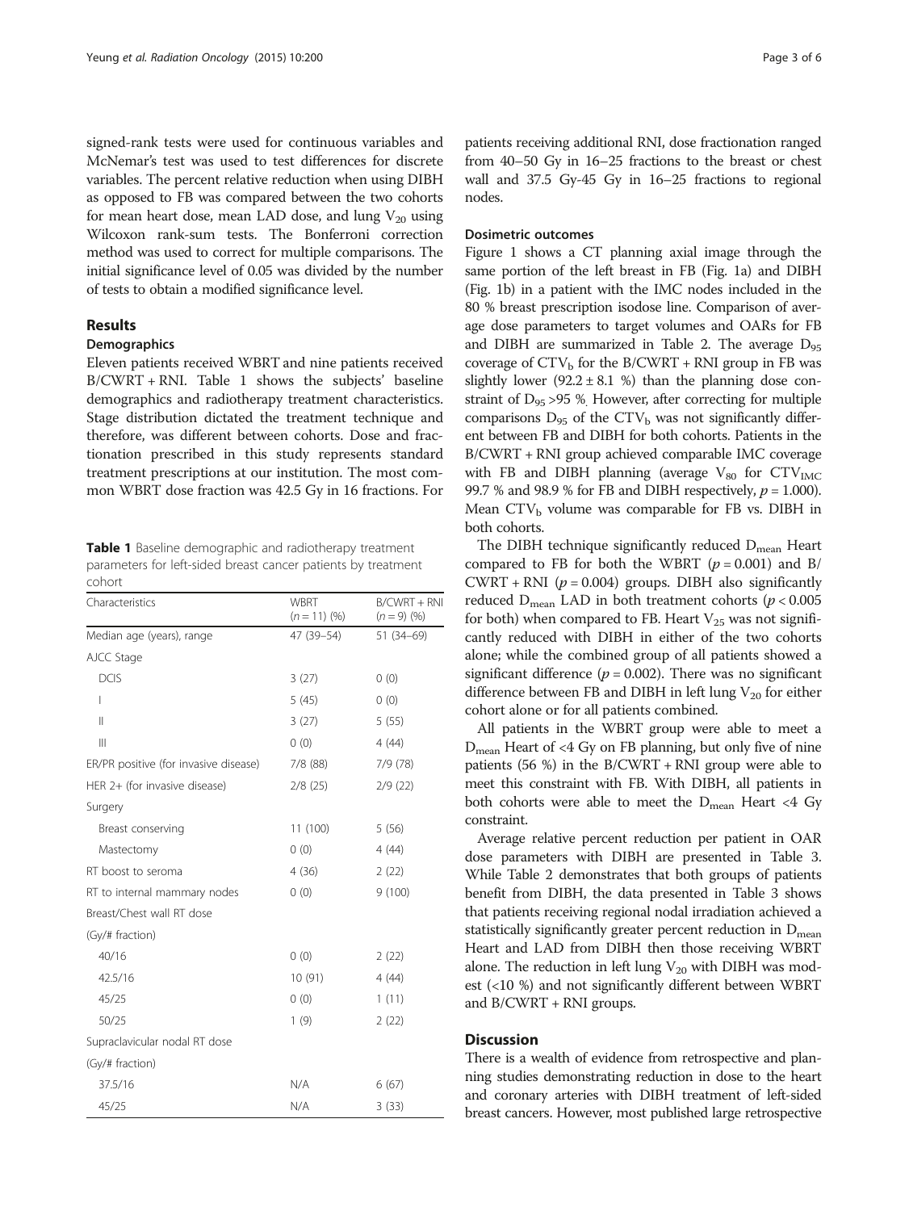signed-rank tests were used for continuous variables and McNemar's test was used to test differences for discrete variables. The percent relative reduction when using DIBH as opposed to FB was compared between the two cohorts for mean heart dose, mean LAD dose, and lung $V_{20}$ using Wilcoxon rank-sum tests. The Bonferroni correction method was used to correct for multiple comparisons. The initial significance level of 0.05 was divided by the number of tests to obtain a modified significance level.

## Results

### Demographics

Eleven patients received WBRT and nine patients received B/CWRT + RNI. Table 1 shows the subjects' baseline demographics and radiotherapy treatment characteristics. Stage distribution dictated the treatment technique and therefore, was different between cohorts. Dose and fractionation prescribed in this study represents standard treatment prescriptions at our institution. The most common WBRT dose fraction was 42.5 Gy in 16 fractions. For patients receiving additional RNI, dose fractionation ranged from 40–50 Gy in 16–25 fractions to the breast or chest wall and 37.5 Gy-45 Gy in 16–25 fractions to regional nodes.

**Table 1** Baseline demographic and radiotherapy treatment parameters for left-sided breast cancer patients by treatment cohort

| Characteristics | WBRT ($n = 11$) (%) | B/CWRT + RNI ($n = 9$) (%) |
|---|---|---|
| Median age (years), range | 47 (39–54) | 51 (34–69) |
| AJCC Stage | | |
| DCIS | 3 (27) | 0 (0) |
| I | 5 (45) | 0 (0) |
| II | 3 (27) | 5 (55) |
| III | 0 (0) | 4 (44) |
| ER/PR positive (for invasive disease) | 7/8 (88) | 7/9 (78) |
| HER 2+ (for invasive disease) | 2/8 (25) | 2/9 (22) |
| Surgery | | |
| Breast conserving | 11 (100) | 5 (56) |
| Mastectomy | 0 (0) | 4 (44) |
| RT boost to seroma | 4 (36) | 2 (22) |
| RT to internal mammary nodes | 0 (0) | 9 (100) |
| Breast/Chest wall RT dose | | |
| (Gy/# fraction) | | |
| 40/16 | 0 (0) | 2 (22) |
| 42.5/16 | 10 (91) | 4 (44) |
| 45/25 | 0 (0) | 1 (11) |
| 50/25 | 1 (9) | 2 (22) |
| Supraclavicular nodal RT dose | | |
| (Gy/# fraction) | | |
| 37.5/16 | N/A | 6 (67) |
| 45/25 | N/A | 3 (33) |

### Dosimetric outcomes

Figure 1 shows a CT planning axial image through the same portion of the left breast in FB (Fig. 1a) and DIBH (Fig. 1b) in a patient with the IMC nodes included in the 80 % breast prescription isodose line. Comparison of average dose parameters to target volumes and OARs for FB and DIBH are summarized in Table 2. The average $D_{95}$ coverage of $CTV_b$ for the B/CWRT + RNI group in FB was slightly lower (92.2 ± 8.1 %) than the planning dose constraint of $D_{95}$ >95 %. However, after correcting for multiple comparisons $D_{95}$ of the $CTV_b$ was not significantly different between FB and DIBH for both cohorts. Patients in the B/CWRT + RNI group achieved comparable IMC coverage with FB and DIBH planning (average $V_{80}$ for $CTV_{IMC}$ 99.7 % and 98.9 % for FB and DIBH respectively, $p = 1.000$). Mean $CTV_b$ volume was comparable for FB vs. DIBH in both cohorts.

The DIBH technique significantly reduced $D_{mean}$ Heart compared to FB for both the WBRT ($p = 0.001$) and B/CWRT + RNI ($p = 0.004$) groups. DIBH also significantly reduced $D_{mean}$ LAD in both treatment cohorts ($p < 0.005$ for both) when compared to FB. Heart $V_{25}$ was not significantly reduced with DIBH in either of the two cohorts alone; while the combined group of all patients showed a significant difference ($p = 0.002$). There was no significant difference between FB and DIBH in left lung $V_{20}$ for either cohort alone or for all patients combined.

All patients in the WBRT group were able to meet a $D_{mean}$ Heart of <4 Gy on FB planning, but only five of nine patients (56 %) in the B/CWRT + RNI group were able to meet this constraint with FB. With DIBH, all patients in both cohorts were able to meet the $D_{mean}$ Heart <4 Gy constraint.

Average relative percent reduction per patient in OAR dose parameters with DIBH are presented in Table 3. While Table 2 demonstrates that both groups of patients benefit from DIBH, the data presented in Table 3 shows that patients receiving regional nodal irradiation achieved a statistically significantly greater percent reduction in $D_{mean}$ Heart and LAD from DIBH then those receiving WBRT alone. The reduction in left lung $V_{20}$ with DIBH was modest (<10 %) and not significantly different between WBRT and B/CWRT + RNI groups.

## Discussion

There is a wealth of evidence from retrospective and planning studies demonstrating reduction in dose to the heart and coronary arteries with DIBH treatment of left-sided breast cancers. However, most published large retrospective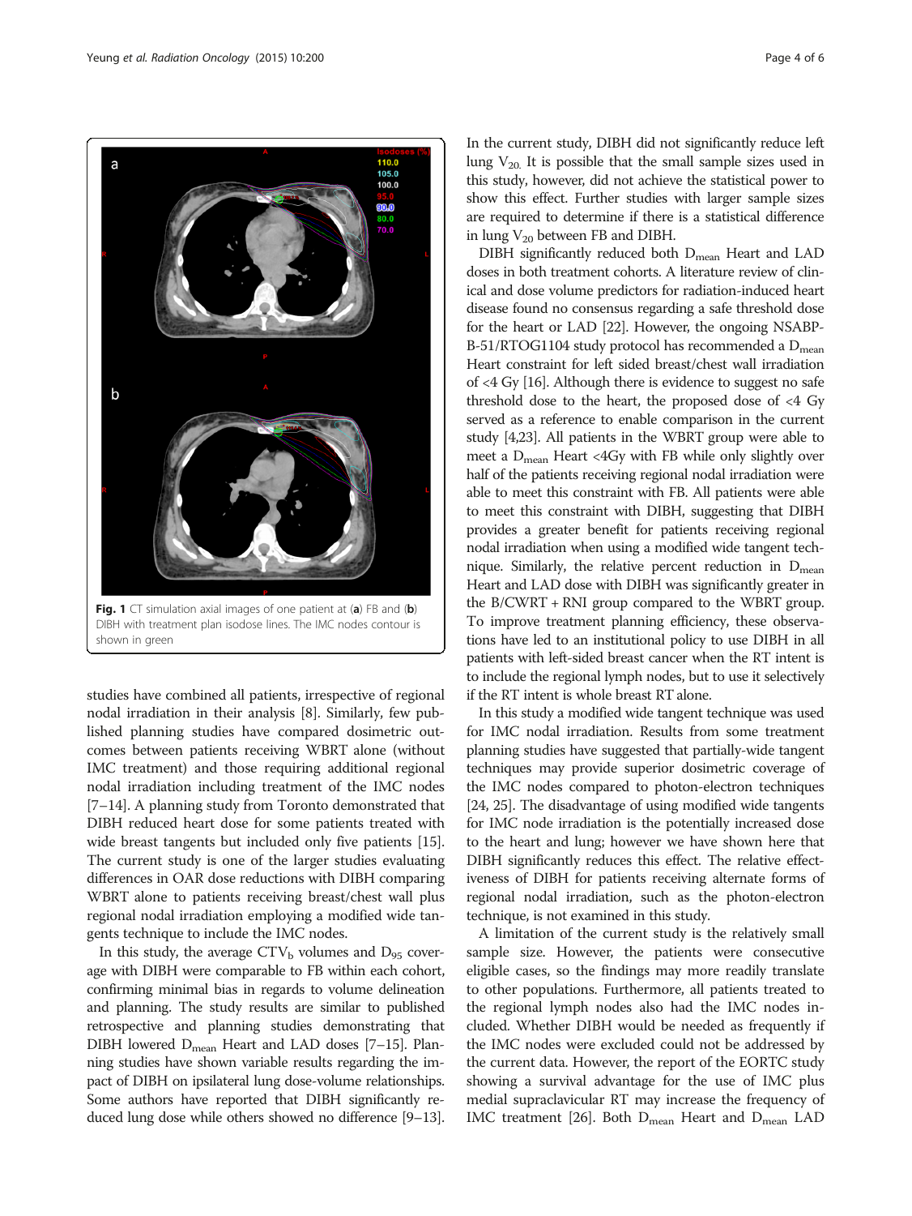Isodoses (%)
110.0
105.0
100.0
95.0
90.0
80.0
70.0

**Fig. 1** CT simulation axial images of one patient at (**a**) FB and (**b**) DIBH with treatment plan isodose lines. The IMC nodes contour is shown in green

studies have combined all patients, irrespective of regional nodal irradiation in their analysis [8]. Similarly, few published planning studies have compared dosimetric outcomes between patients receiving WBRT alone (without IMC treatment) and those requiring additional regional nodal irradiation including treatment of the IMC nodes [7–14]. A planning study from Toronto demonstrated that DIBH reduced heart dose for some patients treated with wide breast tangents but included only five patients [15]. The current study is one of the larger studies evaluating differences in OAR dose reductions with DIBH comparing WBRT alone to patients receiving breast/chest wall plus regional nodal irradiation employing a modified wide tangents technique to include the IMC nodes.

In this study, the average $CTV_b$ volumes and $D_{95}$ coverage with DIBH were comparable to FB within each cohort, confirming minimal bias in regards to volume delineation and planning. The study results are similar to published retrospective and planning studies demonstrating that DIBH lowered $D_{mean}$ Heart and LAD doses [7–15]. Planning studies have shown variable results regarding the impact of DIBH on ipsilateral lung dose-volume relationships. Some authors have reported that DIBH significantly reduced lung dose while others showed no difference [9–13]. In the current study, DIBH did not significantly reduce left lung $V_{20}$. It is possible that the small sample sizes used in this study, however, did not achieve the statistical power to show this effect. Further studies with larger sample sizes are required to determine if there is a statistical difference in lung $V_{20}$ between FB and DIBH.

DIBH significantly reduced both $D_{mean}$ Heart and LAD doses in both treatment cohorts. A literature review of clinical and dose volume predictors for radiation-induced heart disease found no consensus regarding a safe threshold dose for the heart or LAD [22]. However, the ongoing NSABP-B-51/RTOG1104 study protocol has recommended a $D_{mean}$ Heart constraint for left sided breast/chest wall irradiation of <4 Gy [16]. Although there is evidence to suggest no safe threshold dose to the heart, the proposed dose of <4 Gy served as a reference to enable comparison in the current study [4,23]. All patients in the WBRT group were able to meet a $D_{mean}$ Heart <4Gy with FB while only slightly over half of the patients receiving regional nodal irradiation were able to meet this constraint with FB. All patients were able to meet this constraint with DIBH, suggesting that DIBH provides a greater benefit for patients receiving regional nodal irradiation when using a modified wide tangent technique. Similarly, the relative percent reduction in $D_{mean}$ Heart and LAD dose with DIBH was significantly greater in the B/CWRT + RNI group compared to the WBRT group. To improve treatment planning efficiency, these observations have led to an institutional policy to use DIBH in all patients with left-sided breast cancer when the RT intent is to include the regional lymph nodes, but to use it selectively if the RT intent is whole breast RT alone.

In this study a modified wide tangent technique was used for IMC nodal irradiation. Results from some treatment planning studies have suggested that partially-wide tangent techniques may provide superior dosimetric coverage of the IMC nodes compared to photon-electron techniques [24, 25]. The disadvantage of using modified wide tangents for IMC node irradiation is the potentially increased dose to the heart and lung; however we have shown here that DIBH significantly reduces this effect. The relative effectiveness of DIBH for patients receiving alternate forms of regional nodal irradiation, such as the photon-electron technique, is not examined in this study.

A limitation of the current study is the relatively small sample size. However, the patients were consecutive eligible cases, so the findings may more readily translate to other populations. Furthermore, all patients treated to the regional lymph nodes also had the IMC nodes included. Whether DIBH would be needed as frequently if the IMC nodes were excluded could not be addressed by the current data. However, the report of the EORTC study showing a survival advantage for the use of IMC plus medial supraclavicular RT may increase the frequency of IMC treatment [26]. Both $D_{mean}$ Heart and $D_{mean}$ LAD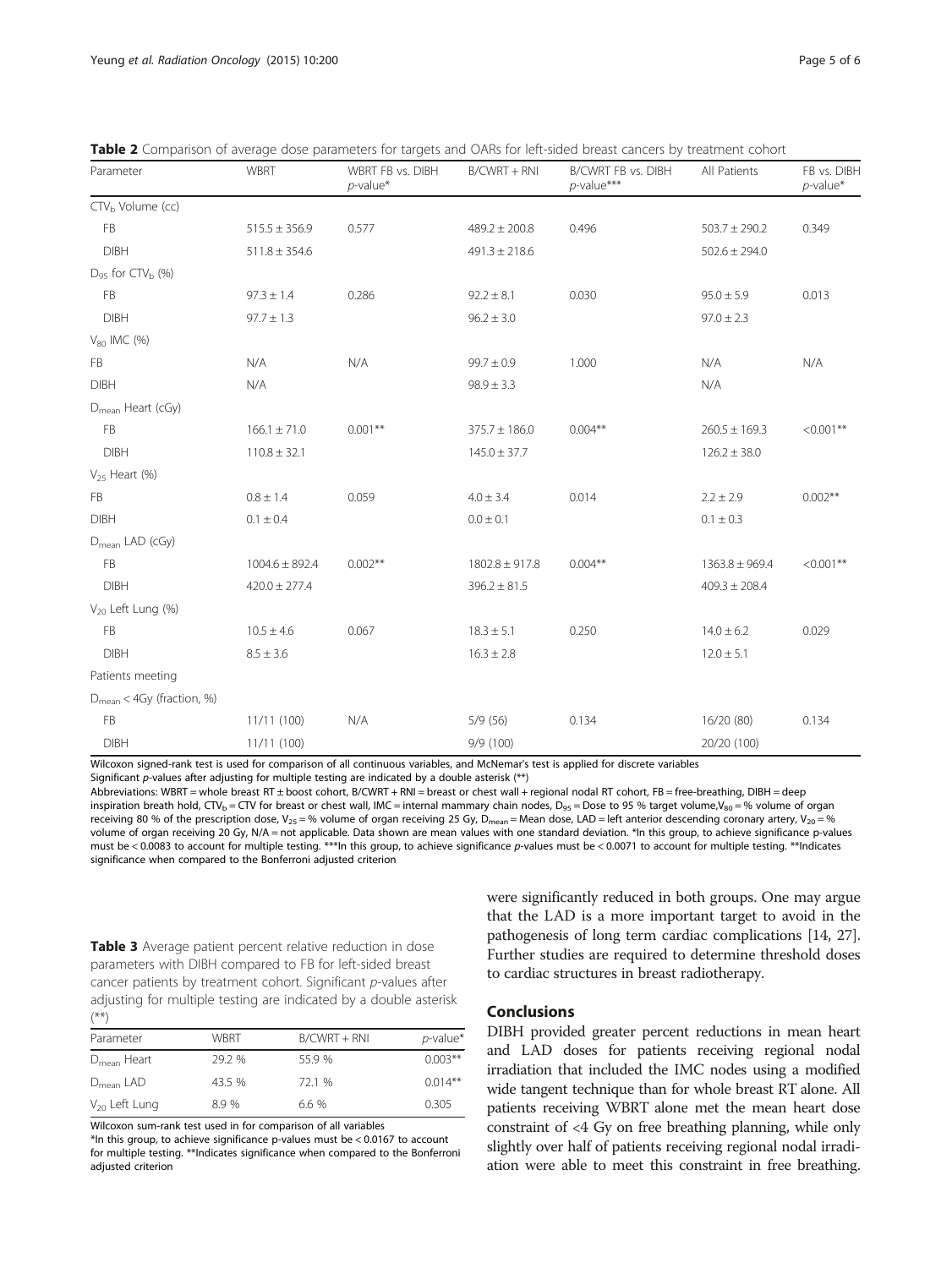**Table 2** Comparison of average dose parameters for targets and OARs for left-sided breast cancers by treatment cohort

| Parameter | WBRT | WBRT FB vs. DIBH *p*-value* | B/CWRT + RNI | B/CWRT FB vs. DIBH *p*-value*** | All Patients | FB vs. DIBH *p*-value* |
|---|---|---|---|---|---|---|
| $CTV_b$ Volume (cc) | | | | | | |
| FB | 515.5 ± 356.9 | 0.577 | 489.2 ± 200.8 | 0.496 | 503.7 ± 290.2 | 0.349 |
| DIBH | 511.8 ± 354.6 | | 491.3 ± 218.6 | | 502.6 ± 294.0 | |
| $D_{95}$ for $CTV_b$ (%) | | | | | | |
| FB | 97.3 ± 1.4 | 0.286 | 92.2 ± 8.1 | 0.030 | 95.0 ± 5.9 | 0.013 |
| DIBH | 97.7 ± 1.3 | | 96.2 ± 3.0 | | 97.0 ± 2.3 | |
| $V_{80}$ IMC (%) | | | | | | |
| FB | N/A | N/A | 99.7 ± 0.9 | 1.000 | N/A | N/A |
| DIBH | N/A | | 98.9 ± 3.3 | | N/A | |
| $D_{mean}$ Heart (cGy) | | | | | | |
| FB | 166.1 ± 71.0 | 0.001** | 375.7 ± 186.0 | 0.004** | 260.5 ± 169.3 | <0.001** |
| DIBH | 110.8 ± 32.1 | | 145.0 ± 37.7 | | 126.2 ± 38.0 | |
| $V_{25}$ Heart (%) | | | | | | |
| FB | 0.8 ± 1.4 | 0.059 | 4.0 ± 3.4 | 0.014 | 2.2 ± 2.9 | 0.002** |
| DIBH | 0.1 ± 0.4 | | 0.0 ± 0.1 | | 0.1 ± 0.3 | |
| $D_{mean}$ LAD (cGy) | | | | | | |
| FB | 1004.6 ± 892.4 | 0.002** | 1802.8 ± 917.8 | 0.004** | 1363.8 ± 969.4 | <0.001** |
| DIBH | 420.0 ± 277.4 | | 396.2 ± 81.5 | | 409.3 ± 208.4 | |
| $V_{20}$ Left Lung (%) | | | | | | |
| FB | 10.5 ± 4.6 | 0.067 | 18.3 ± 5.1 | 0.250 | 14.0 ± 6.2 | 0.029 |
| DIBH | 8.5 ± 3.6 | | 16.3 ± 2.8 | | 12.0 ± 5.1 | |
| Patients meeting | | | | | | |
| $D_{mean}$ < 4Gy (fraction, %) | | | | | | |
| FB | 11/11 (100) | N/A | 5/9 (56) | 0.134 | 16/20 (80) | 0.134 |
| DIBH | 11/11 (100) | | 9/9 (100) | | 20/20 (100) | |

Wilcoxon signed-rank test is used for comparison of all continuous variables, and McNemar's test is applied for discrete variables

Significant *p*-values after adjusting for multiple testing are indicated by a double asterisk (**)

Abbreviations: WBRT = whole breast RT ± boost cohort, B/CWRT + RNI = breast or chest wall + regional nodal RT cohort, FB = free-breathing, DIBH = deep inspiration breath hold, $CTV_b$ = CTV for breast or chest wall, IMC = internal mammary chain nodes, $D_{95}$ = Dose to 95 % target volume, $V_{80}$ = % volume of organ receiving 80 % of the prescription dose, $V_{25}$ = % volume of organ receiving 25 Gy, $D_{mean}$ = Mean dose, LAD = left anterior descending coronary artery, $V_{20}$ = % volume of organ receiving 20 Gy, N/A = not applicable. Data shown are mean values with one standard deviation. *In this group, to achieve significance p-values must be < 0.0083 to account for multiple testing. ***In this group, to achieve significance *p*-values must be < 0.0071 to account for multiple testing. **Indicates significance when compared to the Bonferroni adjusted criterion

**Table 3** Average patient percent relative reduction in dose parameters with DIBH compared to FB for left-sided breast cancer patients by treatment cohort. Significant *p*-values after adjusting for multiple testing are indicated by a double asterisk (**)

| Parameter | WBRT | B/CWRT + RNI | *p*-value* |
|---|---|---|---|
| $D_{mean}$ Heart | 29.2 % | 55.9 % | 0.003** |
| $D_{mean}$ LAD | 43.5 % | 72.1 % | 0.014** |
| $V_{20}$ Left Lung | 8.9 % | 6.6 % | 0.305 |

Wilcoxon sum-rank test used in for comparison of all variables

*In this group, to achieve significance p-values must be < 0.0167 to account for multiple testing. **Indicates significance when compared to the Bonferroni adjusted criterion

were significantly reduced in both groups. One may argue that the LAD is a more important target to avoid in the pathogenesis of long term cardiac complications [14, 27]. Further studies are required to determine threshold doses to cardiac structures in breast radiotherapy.

## Conclusions

DIBH provided greater percent reductions in mean heart and LAD doses for patients receiving regional nodal irradiation that included the IMC nodes using a modified wide tangent technique than for whole breast RT alone. All patients receiving WBRT alone met the mean heart dose constraint of <4 Gy on free breathing planning, while only slightly over half of patients receiving regional nodal irradiation were able to meet this constraint in free breathing.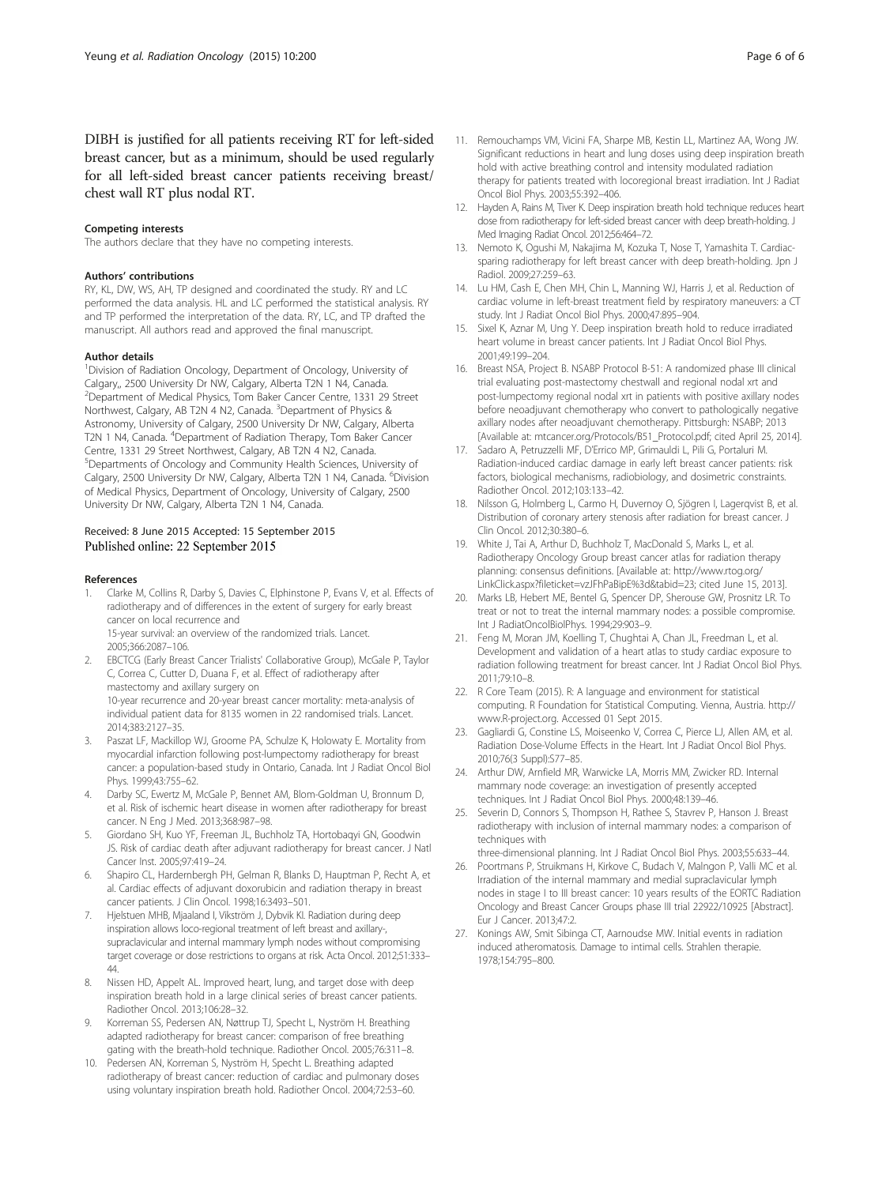DIBH is justified for all patients receiving RT for left-sided breast cancer, but as a minimum, should be used regularly for all left-sided breast cancer patients receiving breast/chest wall RT plus nodal RT.

#### Competing interests

The authors declare that they have no competing interests.

#### Authors' contributions

RY, KL, DW, WS, AH, TP designed and coordinated the study. RY and LC performed the data analysis. HL and LC performed the statistical analysis. RY and TP performed the interpretation of the data. RY, LC, and TP drafted the manuscript. All authors read and approved the final manuscript.

#### Author details

[1]Division of Radiation Oncology, Department of Oncology, University of Calgary,, 2500 University Dr NW, Calgary, Alberta T2N 1 N4, Canada. [2]Department of Medical Physics, Tom Baker Cancer Centre, 1331 29 Street Northwest, Calgary, AB T2N 4 N2, Canada. [3]Department of Physics & Astronomy, University of Calgary, 2500 University Dr NW, Calgary, Alberta T2N 1 N4, Canada. [4]Department of Radiation Therapy, Tom Baker Cancer Centre, 1331 29 Street Northwest, Calgary, AB T2N 4 N2, Canada. [5]Departments of Oncology and Community Health Sciences, University of Calgary, 2500 University Dr NW, Calgary, Alberta T2N 1 N4, Canada. [6]Division of Medical Physics, Department of Oncology, University of Calgary, 2500 University Dr NW, Calgary, Alberta T2N 1 N4, Canada.

Received: 8 June 2015 Accepted: 15 September 2015
Published online: 22 September 2015

#### References

1. Clarke M, Collins R, Darby S, Davies C, Elphinstone P, Evans V, et al. Effects of radiotherapy and of differences in the extent of surgery for early breast cancer on local recurrence and 15-year survival: an overview of the randomized trials. Lancet. 2005;366:2087–106.
2. EBCTCG (Early Breast Cancer Trialists' Collaborative Group), McGale P, Taylor C, Correa C, Cutter D, Duana F, et al. Effect of radiotherapy after mastectomy and axillary surgery on 10-year recurrence and 20-year breast cancer mortality: meta-analysis of individual patient data for 8135 women in 22 randomised trials. Lancet. 2014;383:2127–35.
3. Paszat LF, Mackillop WJ, Groome PA, Schulze K, Holowaty E. Mortality from myocardial infarction following post-lumpectomy radiotherapy for breast cancer: a population-based study in Ontario, Canada. Int J Radiat Oncol Biol Phys. 1999;43:755–62.
4. Darby SC, Ewertz M, McGale P, Bennet AM, Blom-Goldman U, Bronnum D, et al. Risk of ischemic heart disease in women after radiotherapy for breast cancer. N Eng J Med. 2013;368:987–98.
5. Giordano SH, Kuo YF, Freeman JL, Buchholz TA, Hortobaqyi GN, Goodwin JS. Risk of cardiac death after adjuvant radiotherapy for breast cancer. J Natl Cancer Inst. 2005;97:419–24.
6. Shapiro CL, Hardernbergh PH, Gelman R, Blanks D, Hauptman P, Recht A, et al. Cardiac effects of adjuvant doxorubicin and radiation therapy in breast cancer patients. J Clin Oncol. 1998;16:3493–501.
7. Hjelstuen MHB, Mjaaland I, Vikström J, Dybvik KI. Radiation during deep inspiration allows loco-regional treatment of left breast and axillary-, supraclavicular and internal mammary lymph nodes without compromising target coverage or dose restrictions to organs at risk. Acta Oncol. 2012;51:333–44.
8. Nissen HD, Appelt AL. Improved heart, lung, and target dose with deep inspiration breath hold in a large clinical series of breast cancer patients. Radiother Oncol. 2013;106:28–32.
9. Korreman SS, Pedersen AN, Nøttrup TJ, Specht L, Nyström H. Breathing adapted radiotherapy for breast cancer: comparison of free breathing gating with the breath-hold technique. Radiother Oncol. 2005;76:311–8.
10. Pedersen AN, Korreman S, Nyström H, Specht L. Breathing adapted radiotherapy of breast cancer: reduction of cardiac and pulmonary doses using voluntary inspiration breath hold. Radiother Oncol. 2004;72:53–60.
11. Remouchamps VM, Vicini FA, Sharpe MB, Kestin LL, Martinez AA, Wong JW. Significant reductions in heart and lung doses using deep inspiration breath hold with active breathing control and intensity modulated radiation therapy for patients treated with locoregional breast irradiation. Int J Radiat Oncol Biol Phys. 2003;55:392–406.
12. Hayden A, Rains M, Tiver K. Deep inspiration breath hold technique reduces heart dose from radiotherapy for left-sided breast cancer with deep breath-holding. J Med Imaging Radiat Oncol. 2012;56:464–72.
13. Nemoto K, Ogushi M, Nakajima M, Kozuka T, Nose T, Yamashita T. Cardiac-sparing radiotherapy for left breast cancer with deep breath-holding. Jpn J Radiol. 2009;27:259–63.
14. Lu HM, Cash E, Chen MH, Chin L, Manning WJ, Harris J, et al. Reduction of cardiac volume in left-breast treatment field by respiratory maneuvers: a CT study. Int J Radiat Oncol Biol Phys. 2000;47:895–904.
15. Sixel K, Aznar M, Ung Y. Deep inspiration breath hold to reduce irradiated heart volume in breast cancer patients. Int J Radiat Oncol Biol Phys. 2001;49:199–204.
16. Breast NSA, Project B. NSABP Protocol B-51: A randomized phase III clinical trial evaluating post-mastectomy chestwall and regional nodal xrt and post-lumpectomy regional nodal xrt in patients with positive axillary nodes before neoadjuvant chemotherapy who convert to pathologically negative axillary nodes after neoadjuvant chemotherapy. Pittsburgh: NSABP; 2013 [Available at: mtcancer.org/Protocols/B51_Protocol.pdf; cited April 25, 2014].
17. Sadaro A, Petruzzelli MF, D'Errico MP, Grimauldi L, Pili G, Portaluri M. Radiation-induced cardiac damage in early left breast cancer patients: risk factors, biological mechanisms, radiobiology, and dosimetric constraints. Radiother Oncol. 2012;103:133–42.
18. Nilsson G, Holmberg L, Carmo H, Duvernoy O, Sjögren I, Lagerqvist B, et al. Distribution of coronary artery stenosis after radiation for breast cancer. J Clin Oncol. 2012;30:380–6.
19. White J, Tai A, Arthur D, Buchholz T, MacDonald S, Marks L, et al. Radiotherapy Oncology Group breast cancer atlas for radiation therapy planning: consensus definitions. [Available at: http://www.rtog.org/LinkClick.aspx?fileticket=vzJFhPaBipE%3d&tabid=23; cited June 15, 2013].
20. Marks LB, Hebert ME, Bentel G, Spencer DP, Sherouse GW, Prosnitz LR. To treat or not to treat the internal mammary nodes: a possible compromise. Int J RadiatOncolBiolPhys. 1994;29:903–9.
21. Feng M, Moran JM, Koelling T, Chughtai A, Chan JL, Freedman L, et al. Development and validation of a heart atlas to study cardiac exposure to radiation following treatment for breast cancer. Int J Radiat Oncol Biol Phys. 2011;79:10–8.
22. R Core Team (2015). R: A language and environment for statistical computing. R Foundation for Statistical Computing. Vienna, Austria. http://www.R-project.org. Accessed 01 Sept 2015.
23. Gagliardi G, Constine LS, Moiseenko V, Correa C, Pierce LJ, Allen AM, et al. Radiation Dose-Volume Effects in the Heart. Int J Radiat Oncol Biol Phys. 2010;76(3 Suppl):S77–85.
24. Arthur DW, Arnfield MR, Warwicke LA, Morris MM, Zwicker RD. Internal mammary node coverage: an investigation of presently accepted techniques. Int J Radiat Oncol Biol Phys. 2000;48:139–46.
25. Severin D, Connors S, Thompson H, Rathee S, Stavrev P, Hanson J. Breast radiotherapy with inclusion of internal mammary nodes: a comparison of techniques with three-dimensional planning. Int J Radiat Oncol Biol Phys. 2003;55:633–44.
26. Poortmans P, Struikmans H, Kirkove C, Budach V, Malngon P, Valli MC et al. Irradiation of the internal mammary and medial supraclavicular lymph nodes in stage I to III breast cancer: 10 years results of the EORTC Radiation Oncology and Breast Cancer Groups phase III trial 22922/10925 [Abstract]. Eur J Cancer. 2013;47:2.
27. Konings AW, Smit Sibinga CT, Aarnoudse MW. Initial events in radiation induced atheromatosis. Damage to intimal cells. Strahlen therapie. 1978;154:795–800.